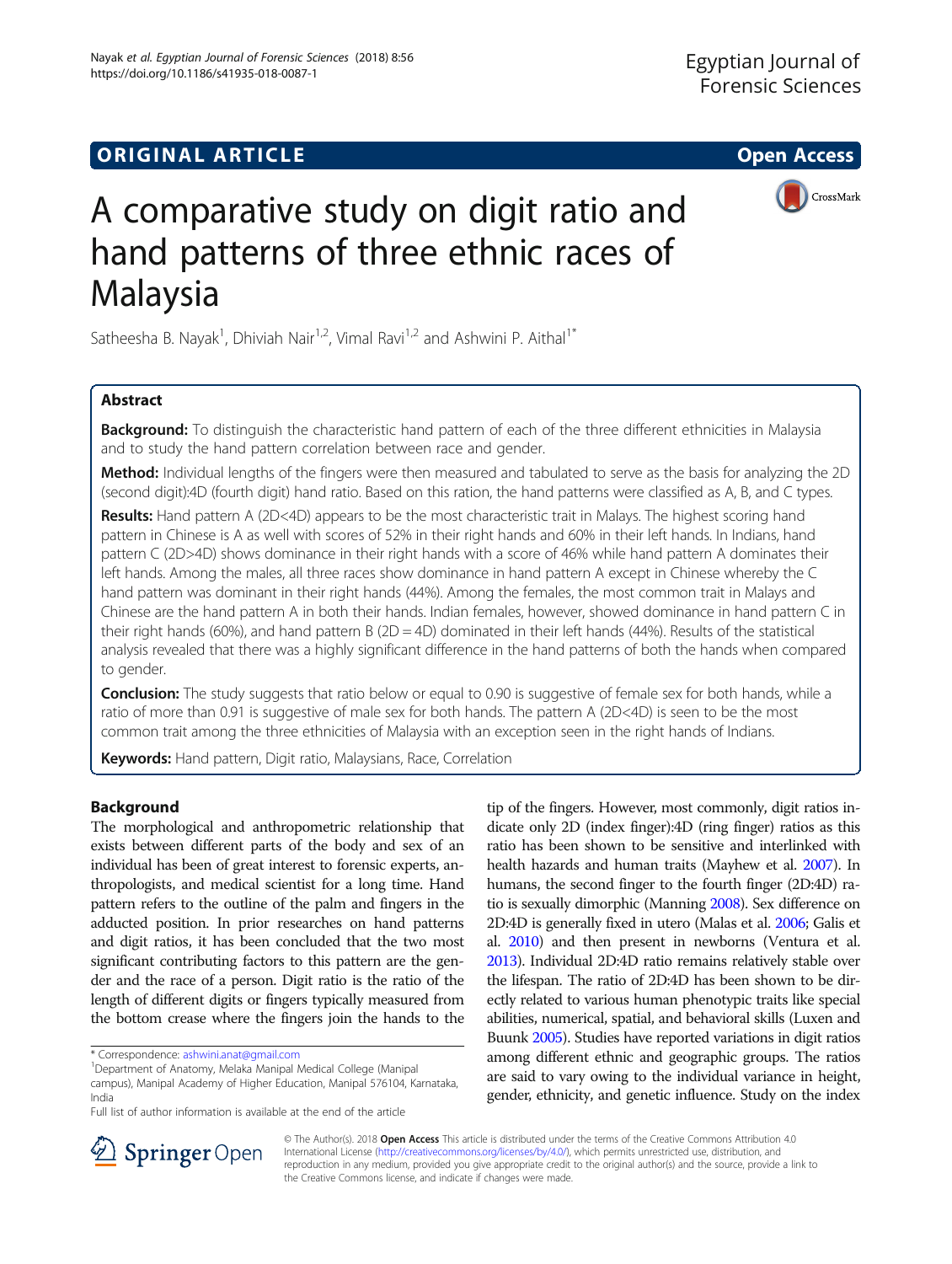ORIGINAL ARTICLE

Open Access

# A comparative study on digit ratio and hand patterns of three ethnic races of Malaysia

Satheesha B. Nayak[1], Dhiviah Nair[1,2], Vimal Ravi[1,2] and Ashwini P. Aithal[1*]

## Abstract

**Background:** To distinguish the characteristic hand pattern of each of the three different ethnicities in Malaysia and to study the hand pattern correlation between race and gender.

**Method:** Individual lengths of the fingers were then measured and tabulated to serve as the basis for analyzing the 2D (second digit):4D (fourth digit) hand ratio. Based on this ration, the hand patterns were classified as A, B, and C types.

**Results:** Hand pattern A (2D<4D) appears to be the most characteristic trait in Malays. The highest scoring hand pattern in Chinese is A as well with scores of 52% in their right hands and 60% in their left hands. In Indians, hand pattern C (2D>4D) shows dominance in their right hands with a score of 46% while hand pattern A dominates their left hands. Among the males, all three races show dominance in hand pattern A except in Chinese whereby the C hand pattern was dominant in their right hands (44%). Among the females, the most common trait in Malays and Chinese are the hand pattern A in both their hands. Indian females, however, showed dominance in hand pattern C in their right hands (60%), and hand pattern B (2D = 4D) dominated in their left hands (44%). Results of the statistical analysis revealed that there was a highly significant difference in the hand patterns of both the hands when compared to gender.

**Conclusion:** The study suggests that ratio below or equal to 0.90 is suggestive of female sex for both hands, while a ratio of more than 0.91 is suggestive of male sex for both hands. The pattern A (2D<4D) is seen to be the most common trait among the three ethnicities of Malaysia with an exception seen in the right hands of Indians.

**Keywords:** Hand pattern, Digit ratio, Malaysians, Race, Correlation

## Background

The morphological and anthropometric relationship that exists between different parts of the body and sex of an individual has been of great interest to forensic experts, anthropologists, and medical scientist for a long time. Hand pattern refers to the outline of the palm and fingers in the adducted position. In prior researches on hand patterns and digit ratios, it has been concluded that the two most significant contributing factors to this pattern are the gender and the race of a person. Digit ratio is the ratio of the length of different digits or fingers typically measured from the bottom crease where the fingers join the hands to the tip of the fingers. However, most commonly, digit ratios indicate only 2D (index finger):4D (ring finger) ratios as this ratio has been shown to be sensitive and interlinked with health hazards and human traits (Mayhew et al. 2007). In humans, the second finger to the fourth finger (2D:4D) ratio is sexually dimorphic (Manning 2008). Sex difference on 2D:4D is generally fixed in utero (Malas et al. 2006; Galis et al. 2010) and then present in newborns (Ventura et al. 2013). Individual 2D:4D ratio remains relatively stable over the lifespan. The ratio of 2D:4D has been shown to be directly related to various human phenotypic traits like special abilities, numerical, spatial, and behavioral skills (Luxen and Buunk 2005). Studies have reported variations in digit ratios among different ethnic and geographic groups. The ratios are said to vary owing to the individual variance in height, gender, ethnicity, and genetic influence. Study on the index

\* Correspondence: ashwini.anat@gmail.com
[1]Department of Anatomy, Melaka Manipal Medical College (Manipal campus), Manipal Academy of Higher Education, Manipal 576104, Karnataka, India
Full list of author information is available at the end of the article

© The Author(s). 2018 **Open Access** This article is distributed under the terms of the Creative Commons Attribution 4.0 International License (http://creativecommons.org/licenses/by/4.0/), which permits unrestricted use, distribution, and reproduction in any medium, provided you give appropriate credit to the original author(s) and the source, provide a link to the Creative Commons license, and indicate if changes were made.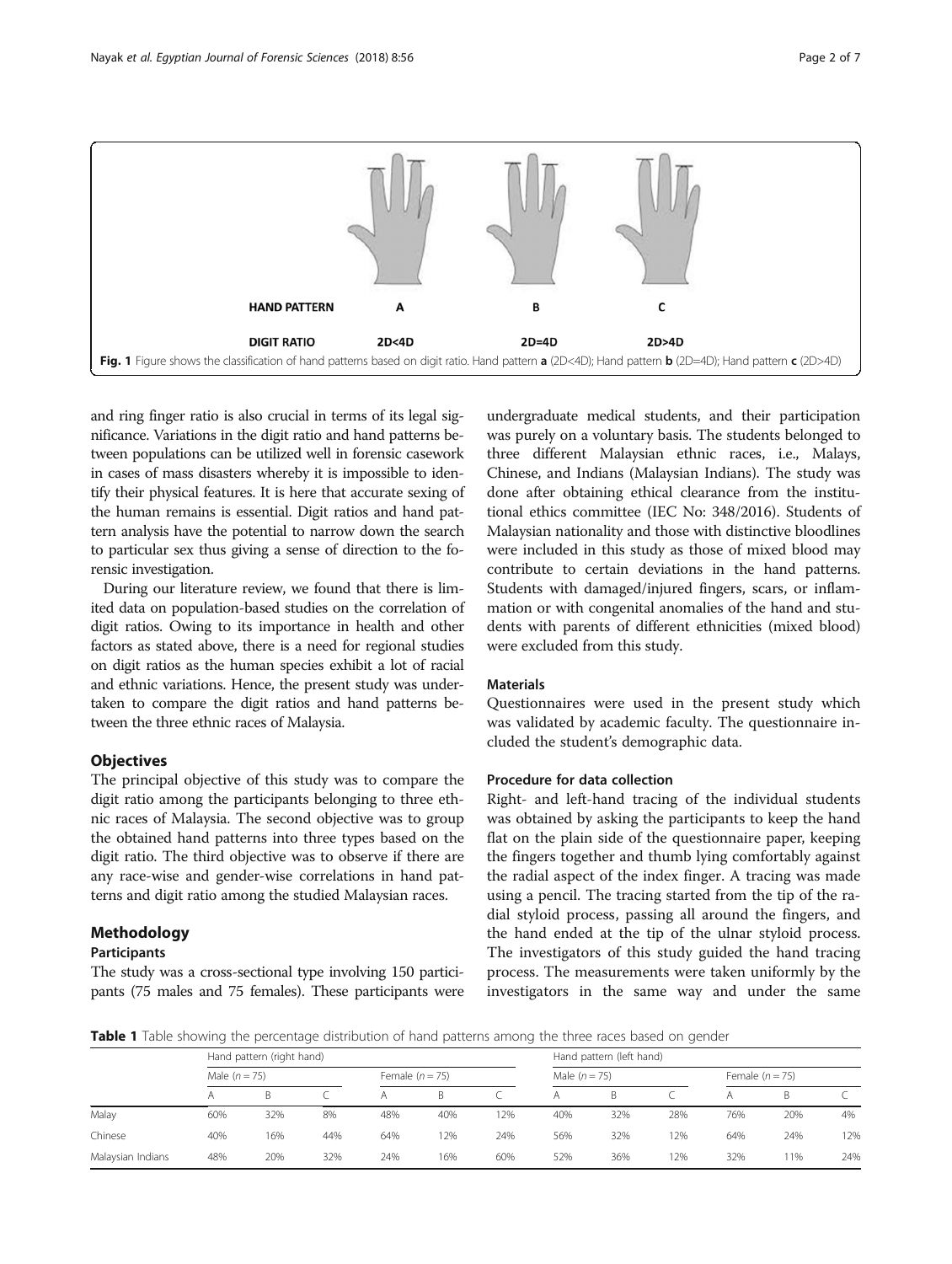HAND PATTERN A B C

DIGIT RATIO 2D<4D 2D=4D 2D>4D

**Fig. 1** Figure shows the classification of hand patterns based on digit ratio. Hand pattern **a** (2D<4D); Hand pattern **b** (2D=4D); Hand pattern **c** (2D>4D)

and ring finger ratio is also crucial in terms of its legal significance. Variations in the digit ratio and hand patterns between populations can be utilized well in forensic casework in cases of mass disasters whereby it is impossible to identify their physical features. It is here that accurate sexing of the human remains is essential. Digit ratios and hand pattern analysis have the potential to narrow down the search to particular sex thus giving a sense of direction to the forensic investigation.

During our literature review, we found that there is limited data on population-based studies on the correlation of digit ratios. Owing to its importance in health and other factors as stated above, there is a need for regional studies on digit ratios as the human species exhibit a lot of racial and ethnic variations. Hence, the present study was undertaken to compare the digit ratios and hand patterns between the three ethnic races of Malaysia.

## Objectives

The principal objective of this study was to compare the digit ratio among the participants belonging to three ethnic races of Malaysia. The second objective was to group the obtained hand patterns into three types based on the digit ratio. The third objective was to observe if there are any race-wise and gender-wise correlations in hand patterns and digit ratio among the studied Malaysian races.

## Methodology

### Participants

The study was a cross-sectional type involving 150 participants (75 males and 75 females). These participants were undergraduate medical students, and their participation was purely on a voluntary basis. The students belonged to three different Malaysian ethnic races, i.e., Malays, Chinese, and Indians (Malaysian Indians). The study was done after obtaining ethical clearance from the institutional ethics committee (IEC No: 348/2016). Students of Malaysian nationality and those with distinctive bloodlines were included in this study as those of mixed blood may contribute to certain deviations in the hand patterns. Students with damaged/injured fingers, scars, or inflammation or with congenital anomalies of the hand and students with parents of different ethnicities (mixed blood) were excluded from this study.

### Materials

Questionnaires were used in the present study which was validated by academic faculty. The questionnaire included the student's demographic data.

### Procedure for data collection

Right- and left-hand tracing of the individual students was obtained by asking the participants to keep the hand flat on the plain side of the questionnaire paper, keeping the fingers together and thumb lying comfortably against the radial aspect of the index finger. A tracing was made using a pencil. The tracing started from the tip of the radial styloid process, passing all around the fingers, and the hand ended at the tip of the ulnar styloid process. The investigators of this study guided the hand tracing process. The measurements were taken uniformly by the investigators in the same way and under the same

**Table 1** Table showing the percentage distribution of hand patterns among the three races based on gender

| | Hand pattern (right hand) | | | | | | Hand pattern (left hand) | | | | | |
|---|---|---|---|---|---|---|---|---|---|---|---|---|
| | Male ($n = 75$) | | | Female ($n = 75$) | | | Male ($n = 75$) | | | Female ($n = 75$) | | |
| | A | B | C | A | B | C | A | B | C | A | B | C |
| Malay | 60% | 32% | 8% | 48% | 40% | 12% | 40% | 32% | 28% | 76% | 20% | 4% |
| Chinese | 40% | 16% | 44% | 64% | 12% | 24% | 56% | 32% | 12% | 64% | 24% | 12% |
| Malaysian Indians | 48% | 20% | 32% | 24% | 16% | 60% | 52% | 36% | 12% | 32% | 11% | 24% |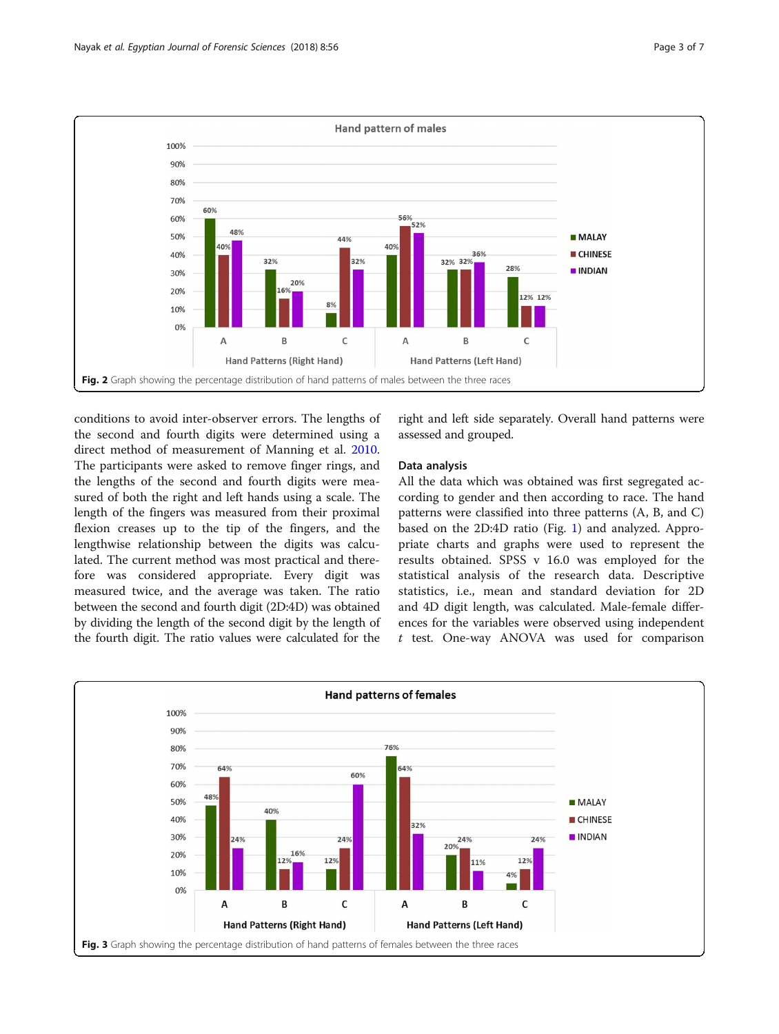Fig. 2 Graph showing the percentage distribution of hand patterns of males between the three races

conditions to avoid inter-observer errors. The lengths of the second and fourth digits were determined using a direct method of measurement of Manning et al. 2010. The participants were asked to remove finger rings, and the lengths of the second and fourth digits were measured of both the right and left hands using a scale. The length of the fingers was measured from their proximal flexion creases up to the tip of the fingers, and the lengthwise relationship between the digits was calculated. The current method was most practical and therefore was considered appropriate. Every digit was measured twice, and the average was taken. The ratio between the second and fourth digit (2D:4D) was obtained by dividing the length of the second digit by the length of the fourth digit. The ratio values were calculated for the right and left side separately. Overall hand patterns were assessed and grouped.

### Data analysis

All the data which was obtained was first segregated according to gender and then according to race. The hand patterns were classified into three patterns (A, B, and C) based on the 2D:4D ratio (Fig. 1) and analyzed. Appropriate charts and graphs were used to represent the results obtained. SPSS v 16.0 was employed for the statistical analysis of the research data. Descriptive statistics, i.e., mean and standard deviation for 2D and 4D digit length, was calculated. Male-female differences for the variables were observed using independent *t* test. One-way ANOVA was used for comparison

Fig. 3 Graph showing the percentage distribution of hand patterns of females between the three races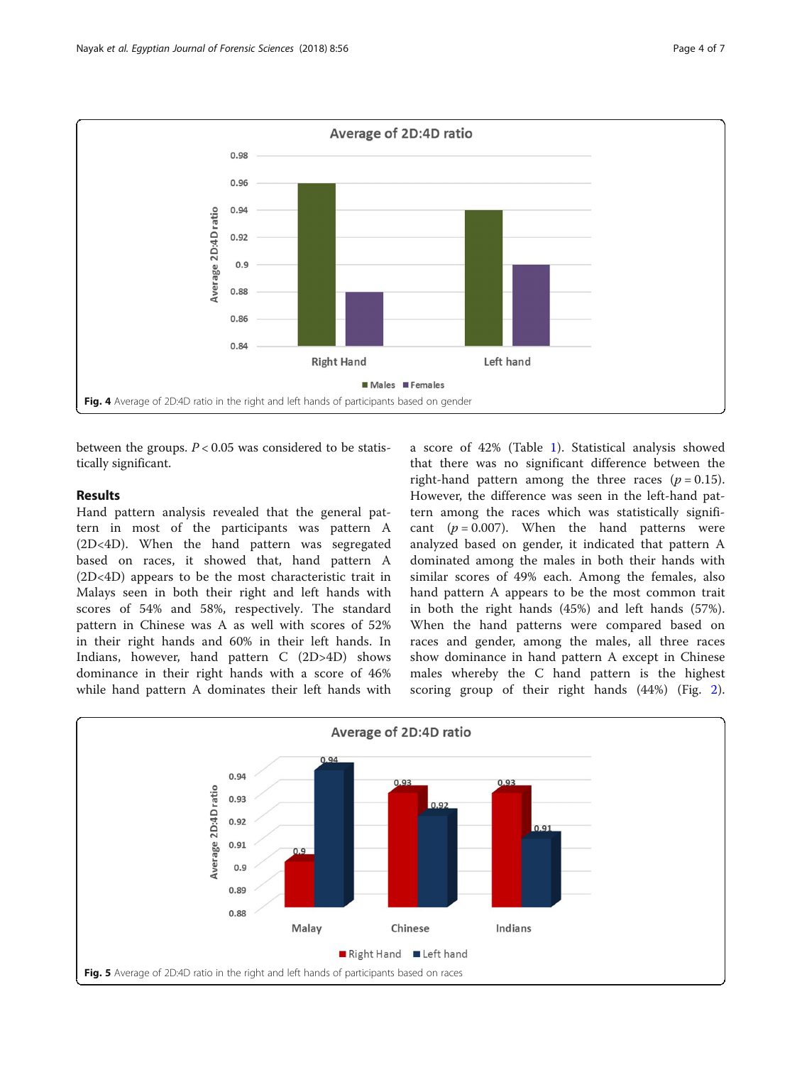Fig. 4 Average of 2D:4D ratio in the right and left hands of participants based on gender

between the groups. $P < 0.05$ was considered to be statistically significant.

## Results

Hand pattern analysis revealed that the general pattern in most of the participants was pattern A (2D<4D). When the hand pattern was segregated based on races, it showed that, hand pattern A (2D<4D) appears to be the most characteristic trait in Malays seen in both their right and left hands with scores of 54% and 58%, respectively. The standard pattern in Chinese was A as well with scores of 52% in their right hands and 60% in their left hands. In Indians, however, hand pattern C (2D>4D) shows dominance in their right hands with a score of 46% while hand pattern A dominates their left hands with a score of 42% (Table 1). Statistical analysis showed that there was no significant difference between the right-hand pattern among the three races ($p = 0.15$). However, the difference was seen in the left-hand pattern among the races which was statistically significant ($p = 0.007$). When the hand patterns were analyzed based on gender, it indicated that pattern A dominated among the males in both their hands with similar scores of 49% each. Among the females, also hand pattern A appears to be the most common trait in both the right hands (45%) and left hands (57%). When the hand patterns were compared based on races and gender, among the males, all three races show dominance in hand pattern A except in Chinese males whereby the C hand pattern is the highest scoring group of their right hands (44%) (Fig. 2).

Fig. 5 Average of 2D:4D ratio in the right and left hands of participants based on races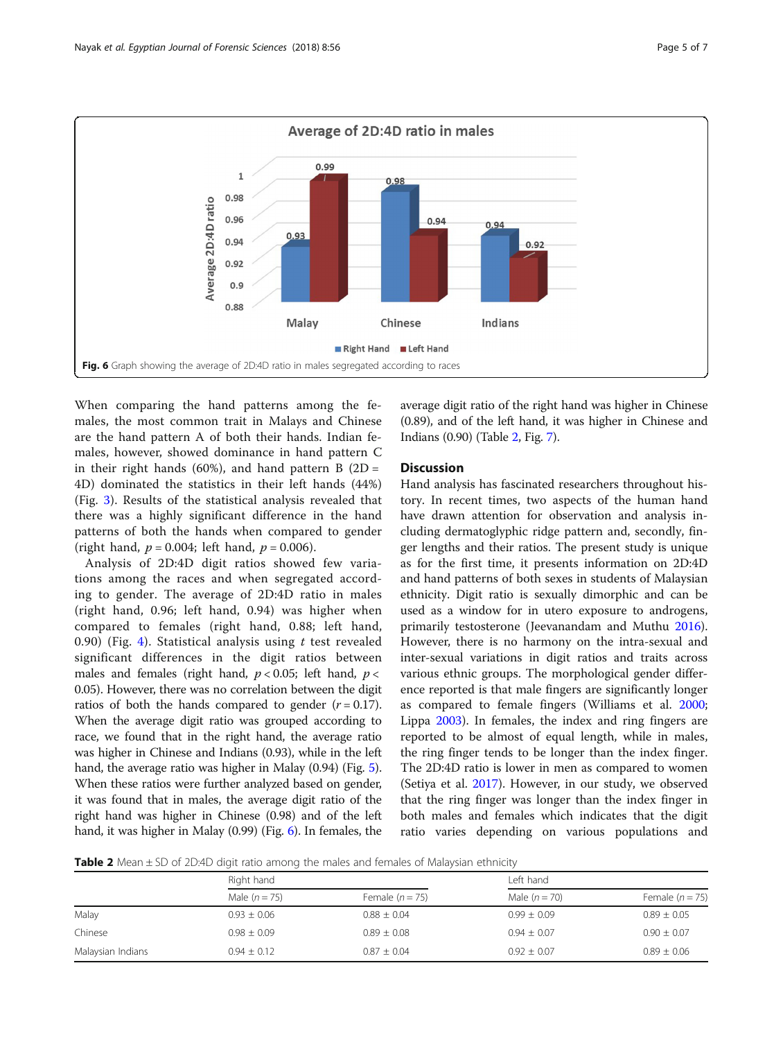**Fig. 6** Graph showing the average of 2D:4D ratio in males segregated according to races

When comparing the hand patterns among the females, the most common trait in Malays and Chinese are the hand pattern A of both their hands. Indian females, however, showed dominance in hand pattern C in their right hands (60%), and hand pattern B (2D = 4D) dominated the statistics in their left hands (44%) (Fig. 3). Results of the statistical analysis revealed that there was a highly significant difference in the hand patterns of both the hands when compared to gender (right hand, $p = 0.004$; left hand, $p = 0.006$).

Analysis of 2D:4D digit ratios showed few variations among the races and when segregated according to gender. The average of 2D:4D ratio in males (right hand, 0.96; left hand, 0.94) was higher when compared to females (right hand, 0.88; left hand, 0.90) (Fig. 4). Statistical analysis using $t$ test revealed significant differences in the digit ratios between males and females (right hand, $p < 0.05$; left hand, $p < 0.05$). However, there was no correlation between the digit ratios of both the hands compared to gender ($r = 0.17$). When the average digit ratio was grouped according to race, we found that in the right hand, the average ratio was higher in Chinese and Indians (0.93), while in the left hand, the average ratio was higher in Malay (0.94) (Fig. 5). When these ratios were further analyzed based on gender, it was found that in males, the average digit ratio of the right hand was higher in Chinese (0.98) and of the left hand, it was higher in Malay (0.99) (Fig. 6). In females, the average digit ratio of the right hand was higher in Chinese (0.89), and of the left hand, it was higher in Chinese and Indians (0.90) (Table 2, Fig. 7).

## Discussion

Hand analysis has fascinated researchers throughout history. In recent times, two aspects of the human hand have drawn attention for observation and analysis including dermatoglyphic ridge pattern and, secondly, finger lengths and their ratios. The present study is unique as for the first time, it presents information on 2D:4D and hand patterns of both sexes in students of Malaysian ethnicity. Digit ratio is sexually dimorphic and can be used as a window for in utero exposure to androgens, primarily testosterone (Jeevanandam and Muthu 2016). However, there is no harmony on the intra-sexual and inter-sexual variations in digit ratios and traits across various ethnic groups. The morphological gender difference reported is that male fingers are significantly longer as compared to female fingers (Williams et al. 2000; Lippa 2003). In females, the index and ring fingers are reported to be almost of equal length, while in males, the ring finger tends to be longer than the index finger. The 2D:4D ratio is lower in men as compared to women (Setiya et al. 2017). However, in our study, we observed that the ring finger was longer than the index finger in both males and females which indicates that the digit ratio varies depending on various populations and

**Table 2** Mean ± SD of 2D:4D digit ratio among the males and females of Malaysian ethnicity

| | Right hand | | Left hand | |
|---|---|---|---|---|
| | Male ($n = 75$) | Female ($n = 75$) | Male ($n = 70$) | Female ($n = 75$) |
| Malay | 0.93 ± 0.06 | 0.88 ± 0.04 | 0.99 ± 0.09 | 0.89 ± 0.05 |
| Chinese | 0.98 ± 0.09 | 0.89 ± 0.08 | 0.94 ± 0.07 | 0.90 ± 0.07 |
| Malaysian Indians | 0.94 ± 0.12 | 0.87 ± 0.04 | 0.92 ± 0.07 | 0.89 ± 0.06 |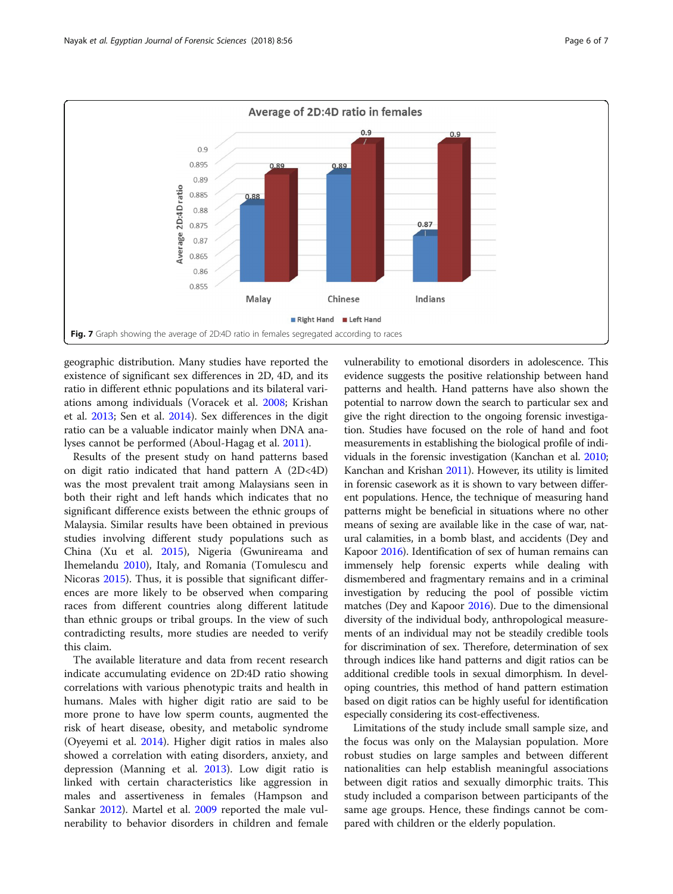Fig. 7 Graph showing the average of 2D:4D ratio in females segregated according to races

geographic distribution. Many studies have reported the existence of significant sex differences in 2D, 4D, and its ratio in different ethnic populations and its bilateral variations among individuals (Voracek et al. 2008; Krishan et al. 2013; Sen et al. 2014). Sex differences in the digit ratio can be a valuable indicator mainly when DNA analyses cannot be performed (Aboul-Hagag et al. 2011).

Results of the present study on hand patterns based on digit ratio indicated that hand pattern A (2D<4D) was the most prevalent trait among Malaysians seen in both their right and left hands which indicates that no significant difference exists between the ethnic groups of Malaysia. Similar results have been obtained in previous studies involving different study populations such as China (Xu et al. 2015), Nigeria (Gwunireama and Ihemelandu 2010), Italy, and Romania (Tomulescu and Nicoras 2015). Thus, it is possible that significant differences are more likely to be observed when comparing races from different countries along different latitude than ethnic groups or tribal groups. In the view of such contradicting results, more studies are needed to verify this claim.

The available literature and data from recent research indicate accumulating evidence on 2D:4D ratio showing correlations with various phenotypic traits and health in humans. Males with higher digit ratio are said to be more prone to have low sperm counts, augmented the risk of heart disease, obesity, and metabolic syndrome (Oyeyemi et al. 2014). Higher digit ratios in males also showed a correlation with eating disorders, anxiety, and depression (Manning et al. 2013). Low digit ratio is linked with certain characteristics like aggression in males and assertiveness in females (Hampson and Sankar 2012). Martel et al. 2009 reported the male vulnerability to behavior disorders in children and female vulnerability to emotional disorders in adolescence. This evidence suggests the positive relationship between hand patterns and health. Hand patterns have also shown the potential to narrow down the search to particular sex and give the right direction to the ongoing forensic investigation. Studies have focused on the role of hand and foot measurements in establishing the biological profile of individuals in the forensic investigation (Kanchan et al. 2010; Kanchan and Krishan 2011). However, its utility is limited in forensic casework as it is shown to vary between different populations. Hence, the technique of measuring hand patterns might be beneficial in situations where no other means of sexing are available like in the case of war, natural calamities, in a bomb blast, and accidents (Dey and Kapoor 2016). Identification of sex of human remains can immensely help forensic experts while dealing with dismembered and fragmentary remains and in a criminal investigation by reducing the pool of possible victim matches (Dey and Kapoor 2016). Due to the dimensional diversity of the individual body, anthropological measurements of an individual may not be steadily credible tools for discrimination of sex. Therefore, determination of sex through indices like hand patterns and digit ratios can be additional credible tools in sexual dimorphism. In developing countries, this method of hand pattern estimation based on digit ratios can be highly useful for identification especially considering its cost-effectiveness.

Limitations of the study include small sample size, and the focus was only on the Malaysian population. More robust studies on large samples and between different nationalities can help establish meaningful associations between digit ratios and sexually dimorphic traits. This study included a comparison between participants of the same age groups. Hence, these findings cannot be compared with children or the elderly population.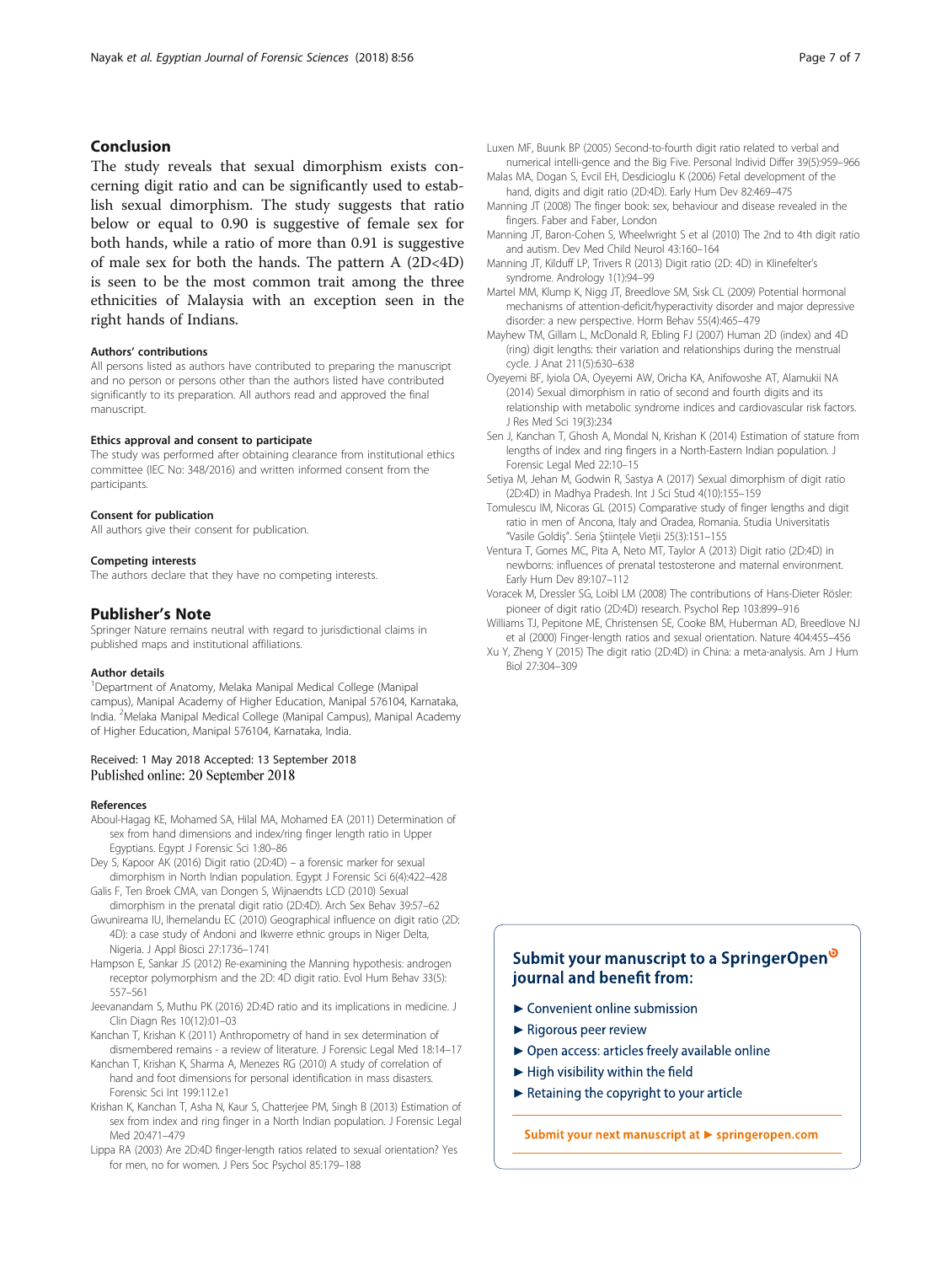## Conclusion

The study reveals that sexual dimorphism exists concerning digit ratio and can be significantly used to establish sexual dimorphism. The study suggests that ratio below or equal to 0.90 is suggestive of female sex for both hands, while a ratio of more than 0.91 is suggestive of male sex for both the hands. The pattern A (2D<4D) is seen to be the most common trait among the three ethnicities of Malaysia with an exception seen in the right hands of Indians.

#### Authors' contributions

All persons listed as authors have contributed to preparing the manuscript and no person or persons other than the authors listed have contributed significantly to its preparation. All authors read and approved the final manuscript.

#### Ethics approval and consent to participate

The study was performed after obtaining clearance from institutional ethics committee (IEC No: 348/2016) and written informed consent from the participants.

#### Consent for publication

All authors give their consent for publication.

#### Competing interests

The authors declare that they have no competing interests.

## Publisher's Note

Springer Nature remains neutral with regard to jurisdictional claims in published maps and institutional affiliations.

#### Author details

[1]Department of Anatomy, Melaka Manipal Medical College (Manipal campus), Manipal Academy of Higher Education, Manipal 576104, Karnataka, India. [2]Melaka Manipal Medical College (Manipal Campus), Manipal Academy of Higher Education, Manipal 576104, Karnataka, India.

Received: 1 May 2018 Accepted: 13 September 2018
Published online: 20 September 2018

#### References

Aboul-Hagag KE, Mohamed SA, Hilal MA, Mohamed EA (2011) Determination of sex from hand dimensions and index/ring finger length ratio in Upper Egyptians. Egypt J Forensic Sci 1:80–86

Dey S, Kapoor AK (2016) Digit ratio (2D:4D) – a forensic marker for sexual dimorphism in North Indian population. Egypt J Forensic Sci 6(4):422–428

Galis F, Ten Broek CMA, van Dongen S, Wijnaendts LCD (2010) Sexual dimorphism in the prenatal digit ratio (2D:4D). Arch Sex Behav 39:57–62

Gwunireama IU, Ihemelandu EC (2010) Geographical influence on digit ratio (2D: 4D): a case study of Andoni and Ikwerre ethnic groups in Niger Delta, Nigeria. J Appl Biosci 27:1736–1741

Hampson E, Sankar JS (2012) Re-examining the Manning hypothesis: androgen receptor polymorphism and the 2D: 4D digit ratio. Evol Hum Behav 33(5): 557–561

Jeevanandam S, Muthu PK (2016) 2D:4D ratio and its implications in medicine. J Clin Diagn Res 10(12):01–03

Kanchan T, Krishan K (2011) Anthropometry of hand in sex determination of dismembered remains - a review of literature. J Forensic Legal Med 18:14–17

Kanchan T, Krishan K, Sharma A, Menezes RG (2010) A study of correlation of hand and foot dimensions for personal identification in mass disasters. Forensic Sci Int 199:112.e1

Krishan K, Kanchan T, Asha N, Kaur S, Chatterjee PM, Singh B (2013) Estimation of sex from index and ring finger in a North Indian population. J Forensic Legal Med 20:471–479

Lippa RA (2003) Are 2D:4D finger-length ratios related to sexual orientation? Yes for men, no for women. J Pers Soc Psychol 85:179–188

Luxen MF, Buunk BP (2005) Second-to-fourth digit ratio related to verbal and numerical intelli-gence and the Big Five. Personal Individ Differ 39(5):959–966

Malas MA, Dogan S, Evcil EH, Desdicioglu K (2006) Fetal development of the hand, digits and digit ratio (2D:4D). Early Hum Dev 82:469–475

Manning JT (2008) The finger book: sex, behaviour and disease revealed in the fingers. Faber and Faber, London

Manning JT, Baron-Cohen S, Wheelwright S et al (2010) The 2nd to 4th digit ratio and autism. Dev Med Child Neurol 43:160–164

Manning JT, Kilduff LP, Trivers R (2013) Digit ratio (2D: 4D) in Klinefelter's syndrome. Andrology 1(1):94–99

Martel MM, Klump K, Nigg JT, Breedlove SM, Sisk CL (2009) Potential hormonal mechanisms of attention-deficit/hyperactivity disorder and major depressive disorder: a new perspective. Horm Behav 55(4):465–479

Mayhew TM, Gillam L, McDonald R, Ebling FJ (2007) Human 2D (index) and 4D (ring) digit lengths: their variation and relationships during the menstrual cycle. J Anat 211(5):630–638

Oyeyemi BF, Iyiola OA, Oyeyemi AW, Oricha KA, Anifowoshe AT, Alamukii NA (2014) Sexual dimorphism in ratio of second and fourth digits and its relationship with metabolic syndrome indices and cardiovascular risk factors. J Res Med Sci 19(3):234

Sen J, Kanchan T, Ghosh A, Mondal N, Krishan K (2014) Estimation of stature from lengths of index and ring fingers in a North-Eastern Indian population. J Forensic Legal Med 22:10–15

Setiya M, Jehan M, Godwin R, Sastya A (2017) Sexual dimorphism of digit ratio (2D:4D) in Madhya Pradesh. Int J Sci Stud 4(10):155–159

Tomulescu IM, Nicoras GL (2015) Comparative study of finger lengths and digit ratio in men of Ancona, Italy and Oradea, Romania. Studia Universitatis "Vasile Goldiş". Seria Ştiinţele Vieţii 25(3):151–155

Ventura T, Gomes MC, Pita A, Neto MT, Taylor A (2013) Digit ratio (2D:4D) in newborns: influences of prenatal testosterone and maternal environment. Early Hum Dev 89:107–112

Voracek M, Dressler SG, Loibl LM (2008) The contributions of Hans-Dieter Rösler: pioneer of digit ratio (2D:4D) research. Psychol Rep 103:899–916

Williams TJ, Pepitone ME, Christensen SE, Cooke BM, Huberman AD, Breedlove NJ et al (2000) Finger-length ratios and sexual orientation. Nature 404:455–456

Xu Y, Zheng Y (2015) The digit ratio (2D:4D) in China: a meta-analysis. Am J Hum Biol 27:304–309

Submit your manuscript to a SpringerOpen journal and benefit from:

- Convenient online submission
- Rigorous peer review
- Open access: articles freely available online
- High visibility within the field
- Retaining the copyright to your article

Submit your next manuscript at ► springeropen.com